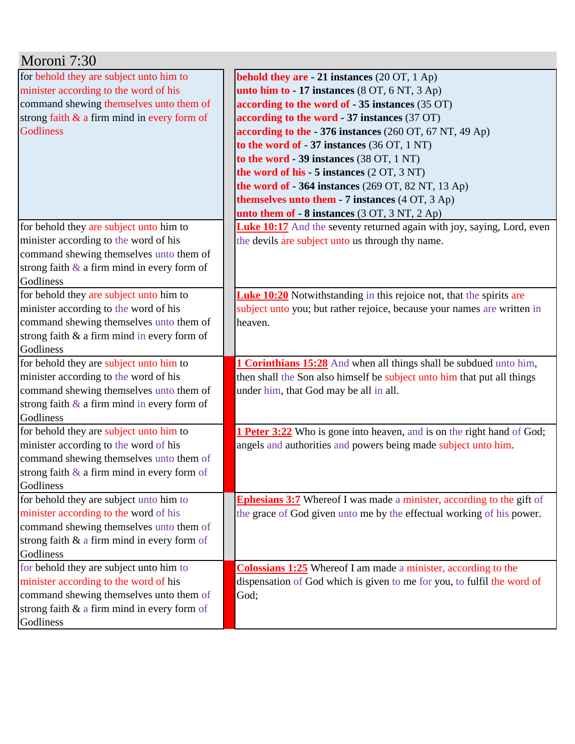# Moroni 7:30

| | | |
|---|---|---|
| for behold they are subject unto him to minister according to the word of his command shewing themselves unto them of strong faith & a firm mind in every form of Godliness | | **behold they are - 21 instances** (20 OT, 1 Ap)<br>**unto him to - 17 instances** (8 OT, 6 NT, 3 Ap)<br>**according to the word of - 35 instances** (35 OT)<br>**according to the word - 37 instances** (37 OT)<br>**according to the - 376 instances** (260 OT, 67 NT, 49 Ap)<br>**to the word of - 37 instances** (36 OT, 1 NT)<br>**to the word - 39 instances** (38 OT, 1 NT)<br>**the word of his - 5 instances** (2 OT, 3 NT)<br>**the word of - 364 instances** (269 OT, 82 NT, 13 Ap)<br>**themselves unto them - 7 instances** (4 OT, 3 Ap)<br>**unto them of - 8 instances** (3 OT, 3 NT, 2 Ap) |
| for behold they are subject unto him to minister according to the word of his command shewing themselves unto them of strong faith & a firm mind in every form of Godliness | | **Luke 10:17** And the seventy returned again with joy, saying, Lord, even the devils are subject unto us through thy name. |
| for behold they are subject unto him to minister according to the word of his command shewing themselves unto them of strong faith & a firm mind in every form of Godliness | | **Luke 10:20** Notwithstanding in this rejoice not, that the spirits are subject unto you; but rather rejoice, because your names are written in heaven. |
| for behold they are subject unto him to minister according to the word of his command shewing themselves unto them of strong faith & a firm mind in every form of Godliness | | **1 Corinthians 15:28** And when all things shall be subdued unto him, then shall the Son also himself be subject unto him that put all things under him, that God may be all in all. |
| for behold they are subject unto him to minister according to the word of his command shewing themselves unto them of strong faith & a firm mind in every form of Godliness | | **1 Peter 3:22** Who is gone into heaven, and is on the right hand of God; angels and authorities and powers being made subject unto him. |
| for behold they are subject unto him to minister according to the word of his command shewing themselves unto them of strong faith & a firm mind in every form of Godliness | | **Ephesians 3:7** Whereof I was made a minister, according to the gift of the grace of God given unto me by the effectual working of his power. |
| for behold they are subject unto him to minister according to the word of his command shewing themselves unto them of strong faith & a firm mind in every form of Godliness | | **Colossians 1:25** Whereof I am made a minister, according to the dispensation of God which is given to me for you, to fulfil the word of God; |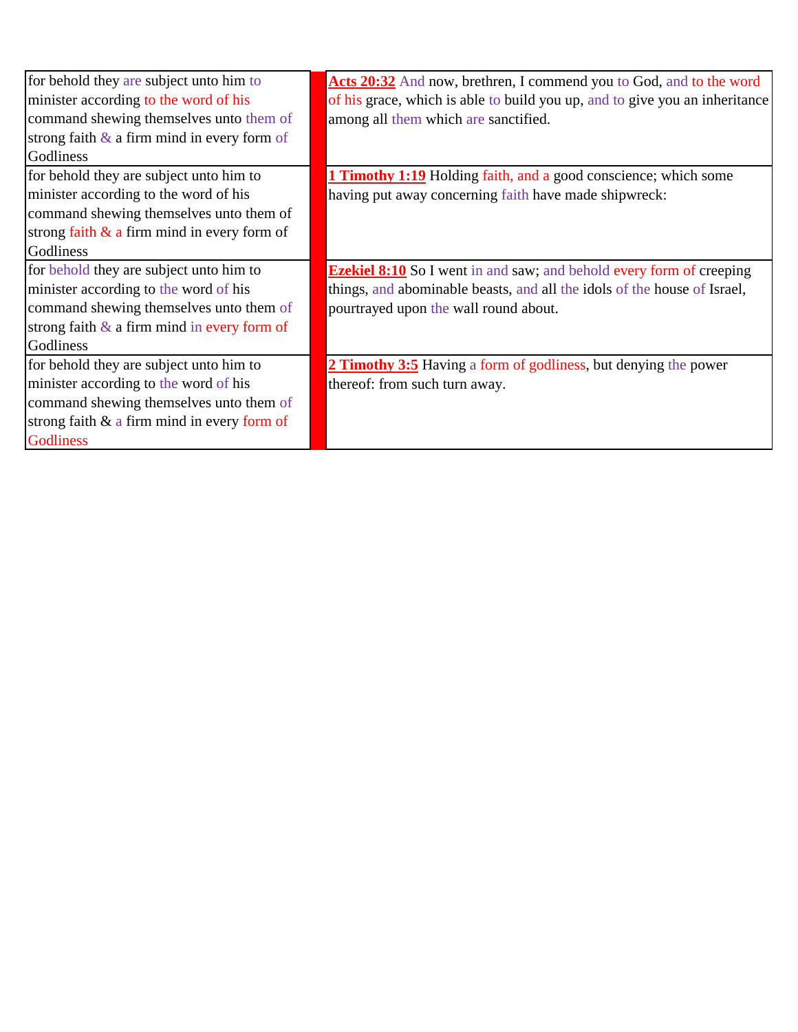| | | |
|---|---|---|
| for behold they are subject unto him to minister according to the word of his command shewing themselves unto them of strong faith & a firm mind in every form of Godliness | | **Acts 20:32** And now, brethren, I commend you to God, and to the word of his grace, which is able to build you up, and to give you an inheritance among all them which are sanctified. |
| for behold they are subject unto him to minister according to the word of his command shewing themselves unto them of strong faith & a firm mind in every form of Godliness | | **1 Timothy 1:19** Holding faith, and a good conscience; which some having put away concerning faith have made shipwreck: |
| for behold they are subject unto him to minister according to the word of his command shewing themselves unto them of strong faith & a firm mind in every form of Godliness | | **Ezekiel 8:10** So I went in and saw; and behold every form of creeping things, and abominable beasts, and all the idols of the house of Israel, pourtrayed upon the wall round about. |
| for behold they are subject unto him to minister according to the word of his command shewing themselves unto them of strong faith & a firm mind in every form of Godliness | | **2 Timothy 3:5** Having a form of godliness, but denying the power thereof: from such turn away. |